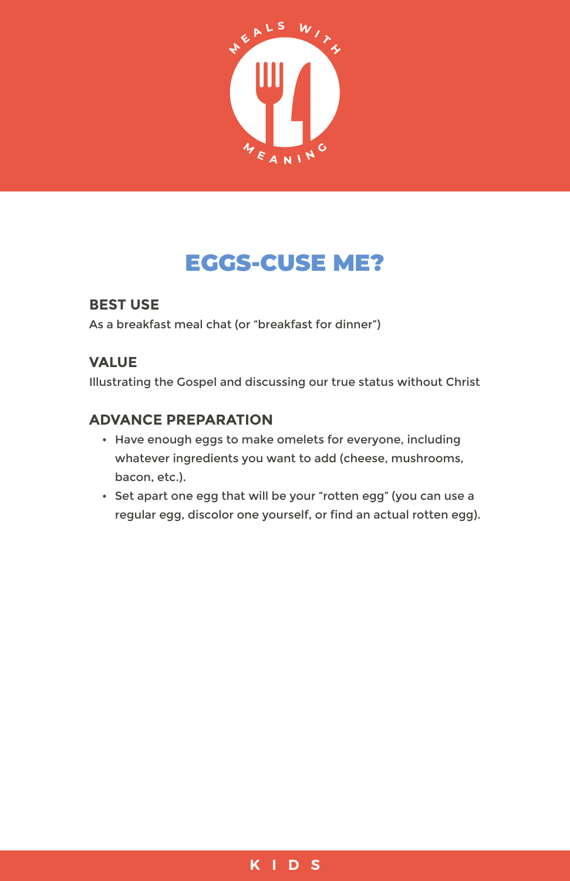# EGGS-CUSE ME?

## BEST USE

As a breakfast meal chat (or "breakfast for dinner")

## VALUE

Illustrating the Gospel and discussing our true status without Christ

## ADVANCE PREPARATION

- Have enough eggs to make omelets for everyone, including whatever ingredients you want to add (cheese, mushrooms, bacon, etc.).
- Set apart one egg that will be your "rotten egg" (you can use a regular egg, discolor one yourself, or find an actual rotten egg).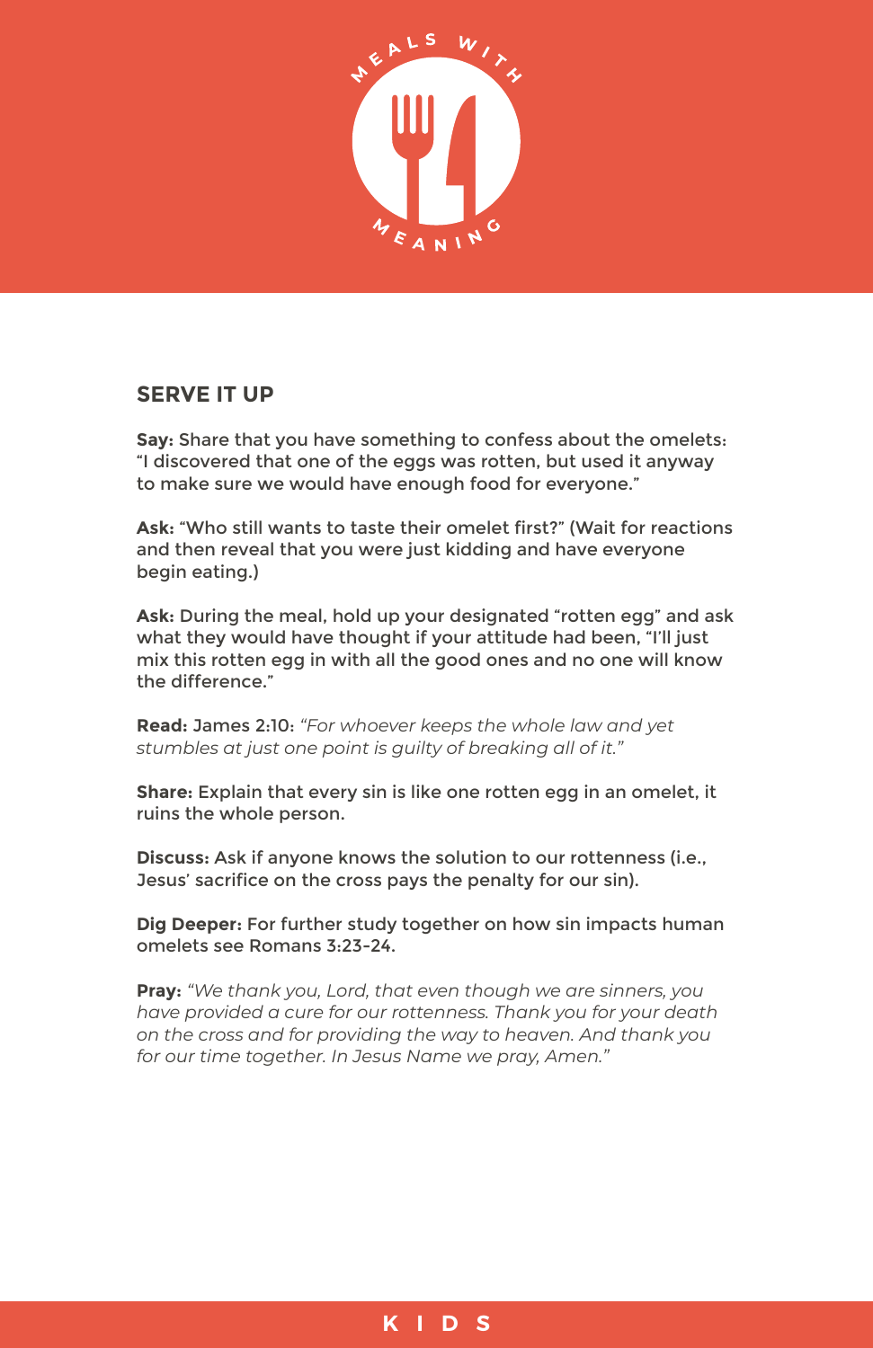## SERVE IT UP

**Say:** Share that you have something to confess about the omelets: "I discovered that one of the eggs was rotten, but used it anyway to make sure we would have enough food for everyone."

**Ask:** "Who still wants to taste their omelet first?" (Wait for reactions and then reveal that you were just kidding and have everyone begin eating.)

**Ask:** During the meal, hold up your designated "rotten egg" and ask what they would have thought if your attitude had been, "I'll just mix this rotten egg in with all the good ones and no one will know the difference."

**Read:** James 2:10: *"For whoever keeps the whole law and yet stumbles at just one point is guilty of breaking all of it."*

**Share:** Explain that every sin is like one rotten egg in an omelet, it ruins the whole person.

**Discuss:** Ask if anyone knows the solution to our rottenness (i.e., Jesus' sacrifice on the cross pays the penalty for our sin).

**Dig Deeper:** For further study together on how sin impacts human omelets see Romans 3:23-24.

**Pray:** *"We thank you, Lord, that even though we are sinners, you have provided a cure for our rottenness. Thank you for your death on the cross and for providing the way to heaven. And thank you for our time together. In Jesus Name we pray, Amen."*